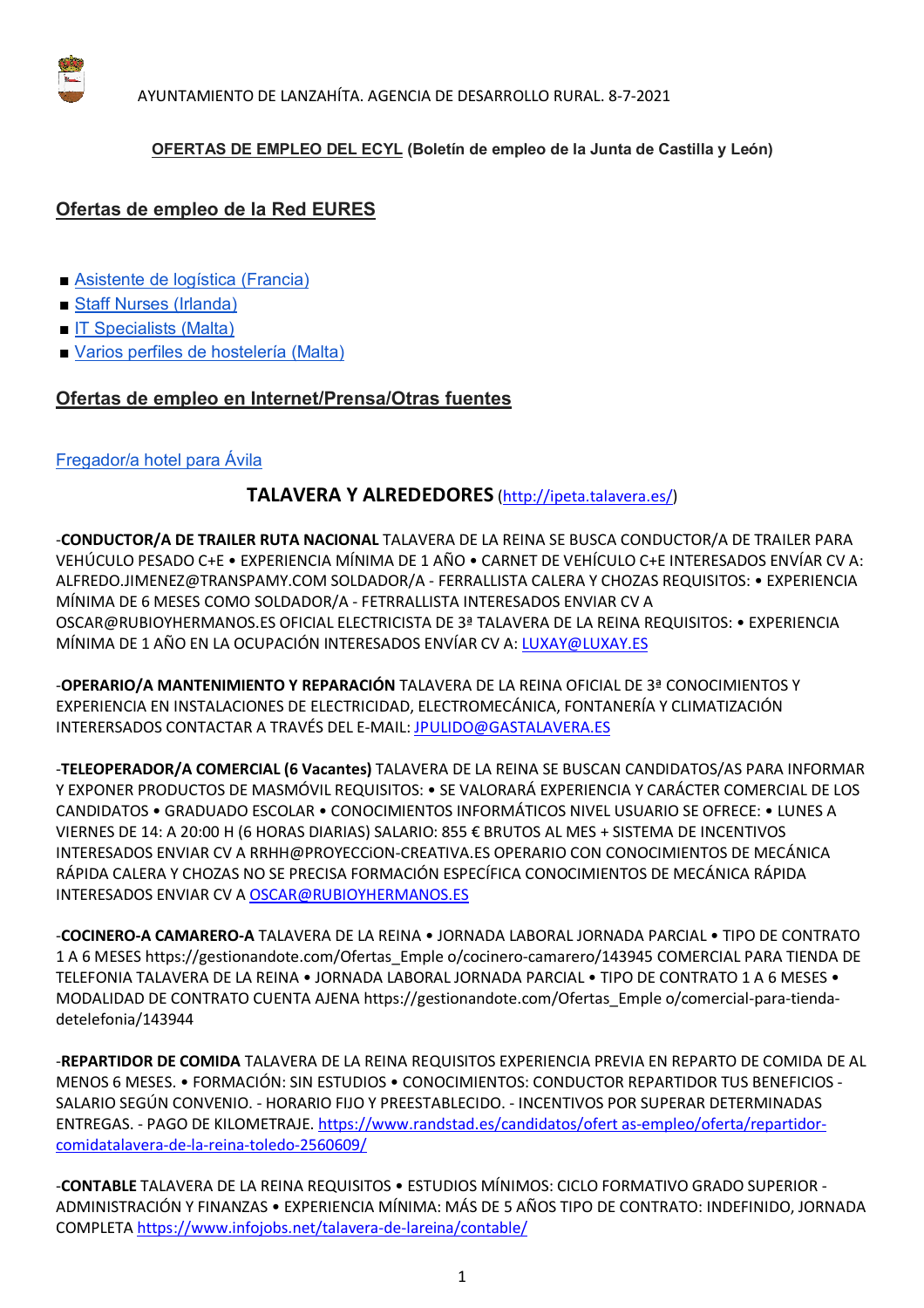AYUNTAMIENTO DE LANZAHÍTA. AGENCIA DE DESARROLLO RURAL. 8-7-2021

**OFERTAS DE EMPLEO DEL ECYL (Boletín de empleo de la Junta de Castilla y León)**

## Ofertas de empleo de la Red EURES

- Asistente de logística (Francia)
- Staff Nurses (Irlanda)
- IT Specialists (Malta)
- Varios perfiles de hostelería (Malta)

## Ofertas de empleo en Internet/Prensa/Otras fuentes

Fregador/a hotel para Ávila

## TALAVERA Y ALREDEDORES (http://ipeta.talavera.es/)

-**CONDUCTOR/A DE TRAILER RUTA NACIONAL** TALAVERA DE LA REINA SE BUSCA CONDUCTOR/A DE TRAILER PARA VEHÚCULO PESADO C+E • EXPERIENCIA MÍNIMA DE 1 AÑO • CARNET DE VEHÍCULO C+E INTERESADOS ENVÍAR CV A: ALFREDO.JIMENEZ@TRANSPAMY.COM SOLDADOR/A - FERRALLISTA CALERA Y CHOZAS REQUISITOS: • EXPERIENCIA MÍNIMA DE 6 MESES COMO SOLDADOR/A - FETRRALLISTA INTERESADOS ENVIAR CV A OSCAR@RUBIOYHERMANOS.ES OFICIAL ELECTRICISTA DE 3ª TALAVERA DE LA REINA REQUISITOS: • EXPERIENCIA MÍNIMA DE 1 AÑO EN LA OCUPACIÓN INTERESADOS ENVÍAR CV A: LUXAY@LUXAY.ES

-**OPERARIO/A MANTENIMIENTO Y REPARACIÓN** TALAVERA DE LA REINA OFICIAL DE 3ª CONOCIMIENTOS Y EXPERIENCIA EN INSTALACIONES DE ELECTRICIDAD, ELECTROMECÁNICA, FONTANERÍA Y CLIMATIZACIÓN INTERERSADOS CONTACTAR A TRAVÉS DEL E-MAIL: JPULIDO@GASTALAVERA.ES

-**TELEOPERADOR/A COMERCIAL (6 Vacantes)** TALAVERA DE LA REINA SE BUSCAN CANDIDATOS/AS PARA INFORMAR Y EXPONER PRODUCTOS DE MASMÓVIL REQUISITOS: • SE VALORARÁ EXPERIENCIA Y CARÁCTER COMERCIAL DE LOS CANDIDATOS • GRADUADO ESCOLAR • CONOCIMIENTOS INFORMÁTICOS NIVEL USUARIO SE OFRECE: • LUNES A VIERNES DE 14: A 20:00 H (6 HORAS DIARIAS) SALARIO: 855 € BRUTOS AL MES + SISTEMA DE INCENTIVOS INTERESADOS ENVIAR CV A RRHH@PROYECCiON-CREATIVA.ES OPERARIO CON CONOCIMIENTOS DE MECÁNICA RÁPIDA CALERA Y CHOZAS NO SE PRECISA FORMACIÓN ESPECÍFICA CONOCIMIENTOS DE MECÁNICA RÁPIDA INTERESADOS ENVIAR CV A OSCAR@RUBIOYHERMANOS.ES

-**COCINERO-A CAMARERO-A** TALAVERA DE LA REINA • JORNADA LABORAL JORNADA PARCIAL • TIPO DE CONTRATO 1 A 6 MESES https://gestionandote.com/Ofertas_Emple o/cocinero-camarero/143945 COMERCIAL PARA TIENDA DE TELEFONIA TALAVERA DE LA REINA • JORNADA LABORAL JORNADA PARCIAL • TIPO DE CONTRATO 1 A 6 MESES • MODALIDAD DE CONTRATO CUENTA AJENA https://gestionandote.com/Ofertas_Emple o/comercial-para-tienda-detelefonia/143944

-**REPARTIDOR DE COMIDA** TALAVERA DE LA REINA REQUISITOS EXPERIENCIA PREVIA EN REPARTO DE COMIDA DE AL MENOS 6 MESES. • FORMACIÓN: SIN ESTUDIOS • CONOCIMIENTOS: CONDUCTOR REPARTIDOR TUS BENEFICIOS - SALARIO SEGÚN CONVENIO. - HORARIO FIJO Y PREESTABLECIDO. - INCENTIVOS POR SUPERAR DETERMINADAS ENTREGAS. - PAGO DE KILOMETRAJE. https://www.randstad.es/candidatos/ofert as-empleo/oferta/repartidor-comidatalavera-de-la-reina-toledo-2560609/

-**CONTABLE** TALAVERA DE LA REINA REQUISITOS • ESTUDIOS MÍNIMOS: CICLO FORMATIVO GRADO SUPERIOR - ADMINISTRACIÓN Y FINANZAS • EXPERIENCIA MÍNIMA: MÁS DE 5 AÑOS TIPO DE CONTRATO: INDEFINIDO, JORNADA COMPLETA https://www.infojobs.net/talavera-de-lareina/contable/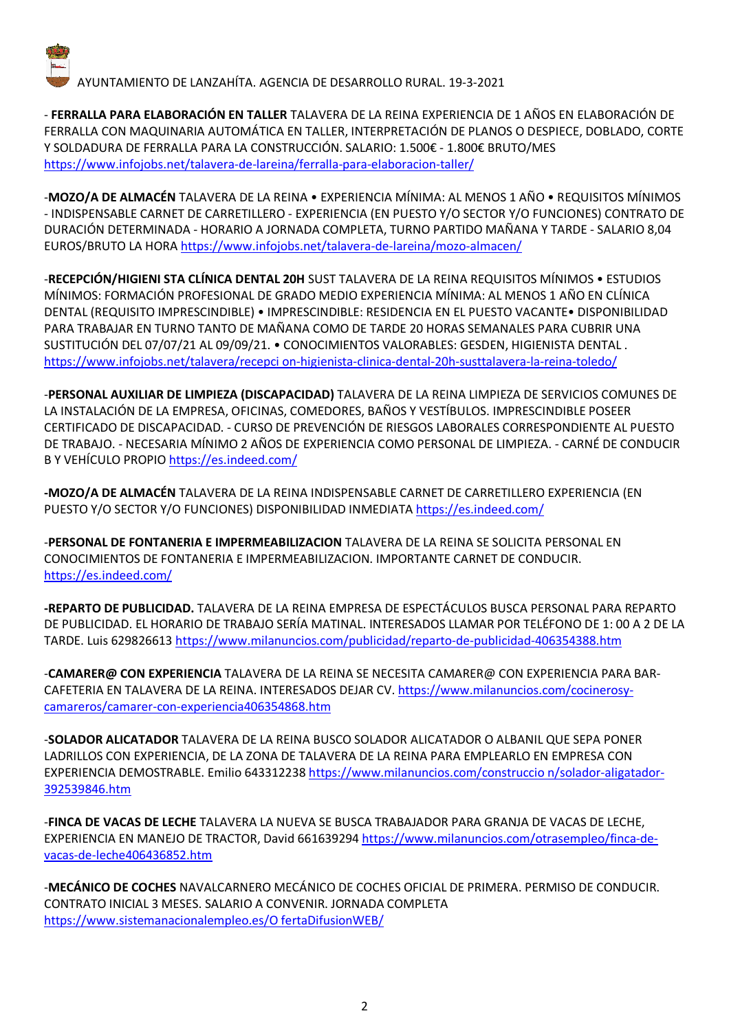AYUNTAMIENTO DE LANZAHÍTA. AGENCIA DE DESARROLLO RURAL. 19-3-2021

- **FERRALLA PARA ELABORACIÓN EN TALLER** TALAVERA DE LA REINA EXPERIENCIA DE 1 AÑOS EN ELABORACIÓN DE FERRALLA CON MAQUINARIA AUTOMÁTICA EN TALLER, INTERPRETACIÓN DE PLANOS O DESPIECE, DOBLADO, CORTE Y SOLDADURA DE FERRALLA PARA LA CONSTRUCCIÓN. SALARIO: 1.500€ - 1.800€ BRUTO/MES https://www.infojobs.net/talavera-de-lareina/ferralla-para-elaboracion-taller/

-**MOZO/A DE ALMACÉN** TALAVERA DE LA REINA • EXPERIENCIA MÍNIMA: AL MENOS 1 AÑO • REQUISITOS MÍNIMOS - INDISPENSABLE CARNET DE CARRETILLERO - EXPERIENCIA (EN PUESTO Y/O SECTOR Y/O FUNCIONES) CONTRATO DE DURACIÓN DETERMINADA - HORARIO A JORNADA COMPLETA, TURNO PARTIDO MAÑANA Y TARDE - SALARIO 8,04 EUROS/BRUTO LA HORA https://www.infojobs.net/talavera-de-lareina/mozo-almacen/

-**RECEPCIÓN/HIGIENI STA CLÍNICA DENTAL 20H** SUST TALAVERA DE LA REINA REQUISITOS MÍNIMOS • ESTUDIOS MÍNIMOS: FORMACIÓN PROFESIONAL DE GRADO MEDIO EXPERIENCIA MÍNIMA: AL MENOS 1 AÑO EN CLÍNICA DENTAL (REQUISITO IMPRESCINDIBLE) • IMPRESCINDIBLE: RESIDENCIA EN EL PUESTO VACANTE• DISPONIBILIDAD PARA TRABAJAR EN TURNO TANTO DE MAÑANA COMO DE TARDE 20 HORAS SEMANALES PARA CUBRIR UNA SUSTITUCIÓN DEL 07/07/21 AL 09/09/21. • CONOCIMIENTOS VALORABLES: GESDEN, HIGIENISTA DENTAL . https://www.infojobs.net/talavera/recepci on-higienista-clinica-dental-20h-susttalavera-la-reina-toledo/

-**PERSONAL AUXILIAR DE LIMPIEZA (DISCAPACIDAD)** TALAVERA DE LA REINA LIMPIEZA DE SERVICIOS COMUNES DE LA INSTALACIÓN DE LA EMPRESA, OFICINAS, COMEDORES, BAÑOS Y VESTÍBULOS. IMPRESCINDIBLE POSEER CERTIFICADO DE DISCAPACIDAD. - CURSO DE PREVENCIÓN DE RIESGOS LABORALES CORRESPONDIENTE AL PUESTO DE TRABAJO. - NECESARIA MÍNIMO 2 AÑOS DE EXPERIENCIA COMO PERSONAL DE LIMPIEZA. - CARNÉ DE CONDUCIR B Y VEHÍCULO PROPIO https://es.indeed.com/

**-MOZO/A DE ALMACÉN** TALAVERA DE LA REINA INDISPENSABLE CARNET DE CARRETILLERO EXPERIENCIA (EN PUESTO Y/O SECTOR Y/O FUNCIONES) DISPONIBILIDAD INMEDIATA https://es.indeed.com/

-**PERSONAL DE FONTANERIA E IMPERMEABILIZACION** TALAVERA DE LA REINA SE SOLICITA PERSONAL EN CONOCIMIENTOS DE FONTANERIA E IMPERMEABILIZACION. IMPORTANTE CARNET DE CONDUCIR. https://es.indeed.com/

**-REPARTO DE PUBLICIDAD.** TALAVERA DE LA REINA EMPRESA DE ESPECTÁCULOS BUSCA PERSONAL PARA REPARTO DE PUBLICIDAD. EL HORARIO DE TRABAJO SERÍA MATINAL. INTERESADOS LLAMAR POR TELÉFONO DE 1: 00 A 2 DE LA TARDE. Luis 629826613 https://www.milanuncios.com/publicidad/reparto-de-publicidad-406354388.htm

-**CAMARER@ CON EXPERIENCIA** TALAVERA DE LA REINA SE NECESITA CAMARER@ CON EXPERIENCIA PARA BAR-CAFETERIA EN TALAVERA DE LA REINA. INTERESADOS DEJAR CV. https://www.milanuncios.com/cocinerosy-camareros/camarer-con-experiencia406354868.htm

-**SOLADOR ALICATADOR** TALAVERA DE LA REINA BUSCO SOLADOR ALICATADOR O ALBANIL QUE SEPA PONER LADRILLOS CON EXPERIENCIA, DE LA ZONA DE TALAVERA DE LA REINA PARA EMPLEARLO EN EMPRESA CON EXPERIENCIA DEMOSTRABLE. Emilio 643312238 https://www.milanuncios.com/construccio n/solador-aligatador-392539846.htm

-**FINCA DE VACAS DE LECHE** TALAVERA LA NUEVA SE BUSCA TRABAJADOR PARA GRANJA DE VACAS DE LECHE, EXPERIENCIA EN MANEJO DE TRACTOR, David 661639294 https://www.milanuncios.com/otrasempleo/finca-de-vacas-de-leche406436852.htm

-**MECÁNICO DE COCHES** NAVALCARNERO MECÁNICO DE COCHES OFICIAL DE PRIMERA. PERMISO DE CONDUCIR. CONTRATO INICIAL 3 MESES. SALARIO A CONVENIR. JORNADA COMPLETA https://www.sistemanacionalempleo.es/O fertaDifusionWEB/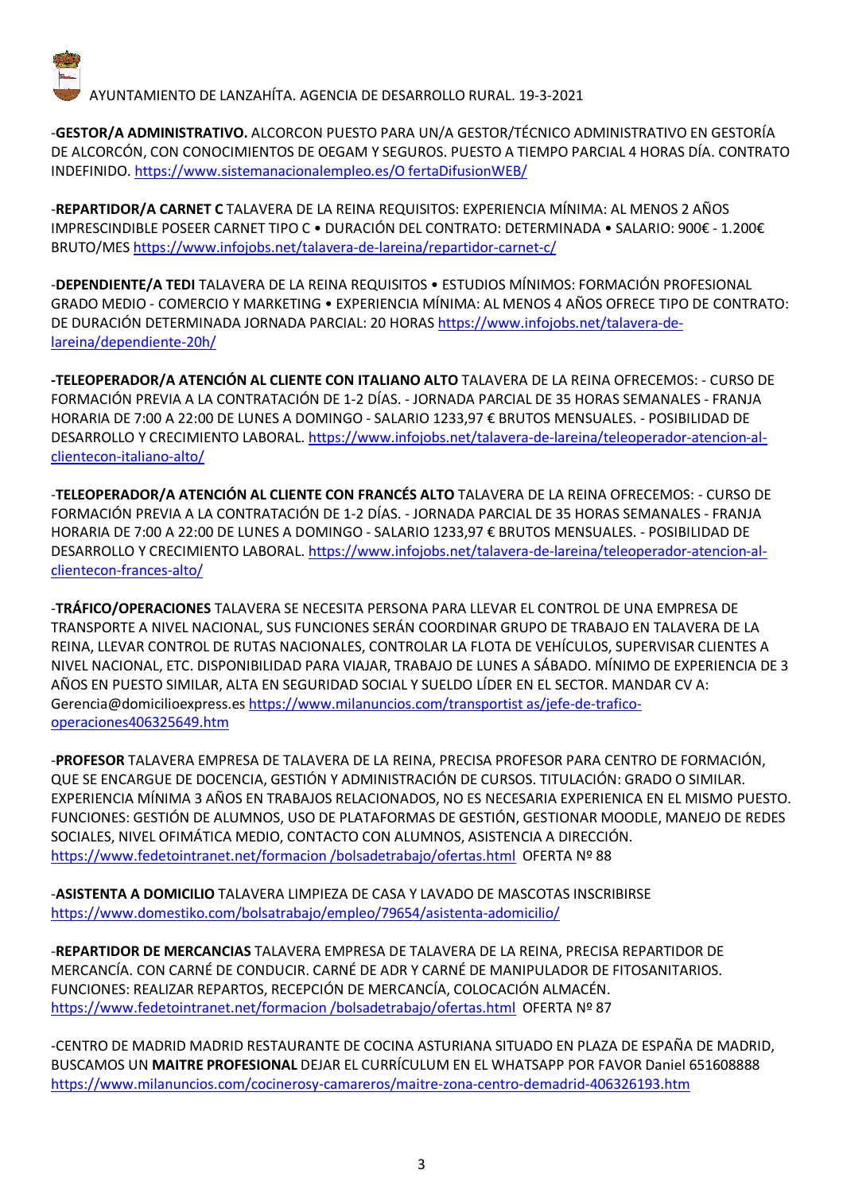-**GESTOR/A ADMINISTRATIVO.** ALCORCON PUESTO PARA UN/A GESTOR/TÉCNICO ADMINISTRATIVO EN GESTORÍA DE ALCORCÓN, CON CONOCIMIENTOS DE OEGAM Y SEGUROS. PUESTO A TIEMPO PARCIAL 4 HORAS DÍA. CONTRATO INDEFINIDO. https://www.sistemanacionalempleo.es/O fertaDifusionWEB/

-**REPARTIDOR/A CARNET C** TALAVERA DE LA REINA REQUISITOS: EXPERIENCIA MÍNIMA: AL MENOS 2 AÑOS IMPRESCINDIBLE POSEER CARNET TIPO C • DURACIÓN DEL CONTRATO: DETERMINADA • SALARIO: 900€ - 1.200€ BRUTO/MES https://www.infojobs.net/talavera-de-lareina/repartidor-carnet-c/

-**DEPENDIENTE/A TEDI** TALAVERA DE LA REINA REQUISITOS • ESTUDIOS MÍNIMOS: FORMACIÓN PROFESIONAL GRADO MEDIO - COMERCIO Y MARKETING • EXPERIENCIA MÍNIMA: AL MENOS 4 AÑOS OFRECE TIPO DE CONTRATO: DE DURACIÓN DETERMINADA JORNADA PARCIAL: 20 HORAS https://www.infojobs.net/talavera-de-lareina/dependiente-20h/

**-TELEOPERADOR/A ATENCIÓN AL CLIENTE CON ITALIANO ALTO** TALAVERA DE LA REINA OFRECEMOS: - CURSO DE FORMACIÓN PREVIA A LA CONTRATACIÓN DE 1-2 DÍAS. - JORNADA PARCIAL DE 35 HORAS SEMANALES - FRANJA HORARIA DE 7:00 A 22:00 DE LUNES A DOMINGO - SALARIO 1233,97 € BRUTOS MENSUALES. - POSIBILIDAD DE DESARROLLO Y CRECIMIENTO LABORAL. https://www.infojobs.net/talavera-de-lareina/teleoperador-atencion-al-clientecon-italiano-alto/

-**TELEOPERADOR/A ATENCIÓN AL CLIENTE CON FRANCÉS ALTO** TALAVERA DE LA REINA OFRECEMOS: - CURSO DE FORMACIÓN PREVIA A LA CONTRATACIÓN DE 1-2 DÍAS. - JORNADA PARCIAL DE 35 HORAS SEMANALES - FRANJA HORARIA DE 7:00 A 22:00 DE LUNES A DOMINGO - SALARIO 1233,97 € BRUTOS MENSUALES. - POSIBILIDAD DE DESARROLLO Y CRECIMIENTO LABORAL. https://www.infojobs.net/talavera-de-lareina/teleoperador-atencion-al-clientecon-frances-alto/

-**TRÁFICO/OPERACIONES** TALAVERA SE NECESITA PERSONA PARA LLEVAR EL CONTROL DE UNA EMPRESA DE TRANSPORTE A NIVEL NACIONAL, SUS FUNCIONES SERÁN COORDINAR GRUPO DE TRABAJO EN TALAVERA DE LA REINA, LLEVAR CONTROL DE RUTAS NACIONALES, CONTROLAR LA FLOTA DE VEHÍCULOS, SUPERVISAR CLIENTES A NIVEL NACIONAL, ETC. DISPONIBILIDAD PARA VIAJAR, TRABAJO DE LUNES A SÁBADO. MÍNIMO DE EXPERIENCIA DE 3 AÑOS EN PUESTO SIMILAR, ALTA EN SEGURIDAD SOCIAL Y SUELDO LÍDER EN EL SECTOR. MANDAR CV A: Gerencia@domicilioexpress.es https://www.milanuncios.com/transportist as/jefe-de-trafico-operaciones406325649.htm

-**PROFESOR** TALAVERA EMPRESA DE TALAVERA DE LA REINA, PRECISA PROFESOR PARA CENTRO DE FORMACIÓN, QUE SE ENCARGUE DE DOCENCIA, GESTIÓN Y ADMINISTRACIÓN DE CURSOS. TITULACIÓN: GRADO O SIMILAR. EXPERIENCIA MÍNIMA 3 AÑOS EN TRABAJOS RELACIONADOS, NO ES NECESARIA EXPERIENICA EN EL MISMO PUESTO. FUNCIONES: GESTIÓN DE ALUMNOS, USO DE PLATAFORMAS DE GESTIÓN, GESTIONAR MOODLE, MANEJO DE REDES SOCIALES, NIVEL OFIMÁTICA MEDIO, CONTACTO CON ALUMNOS, ASISTENCIA A DIRECCIÓN. https://www.fedetointranet.net/formacion /bolsadetrabajo/ofertas.html OFERTA Nº 88

-**ASISTENTA A DOMICILIO** TALAVERA LIMPIEZA DE CASA Y LAVADO DE MASCOTAS INSCRIBIRSE https://www.domestiko.com/bolsatrabajo/empleo/79654/asistenta-adomicilio/

-**REPARTIDOR DE MERCANCIAS** TALAVERA EMPRESA DE TALAVERA DE LA REINA, PRECISA REPARTIDOR DE MERCANCÍA. CON CARNÉ DE CONDUCIR. CARNÉ DE ADR Y CARNÉ DE MANIPULADOR DE FITOSANITARIOS. FUNCIONES: REALIZAR REPARTOS, RECEPCIÓN DE MERCANCÍA, COLOCACIÓN ALMACÉN. https://www.fedetointranet.net/formacion /bolsadetrabajo/ofertas.html OFERTA Nº 87

-CENTRO DE MADRID MADRID RESTAURANTE DE COCINA ASTURIANA SITUADO EN PLAZA DE ESPAÑA DE MADRID, BUSCAMOS UN **MAITRE PROFESIONAL** DEJAR EL CURRÍCULUM EN EL WHATSAPP POR FAVOR Daniel 651608888 https://www.milanuncios.com/cocinerosy-camareros/maitre-zona-centro-demadrid-406326193.htm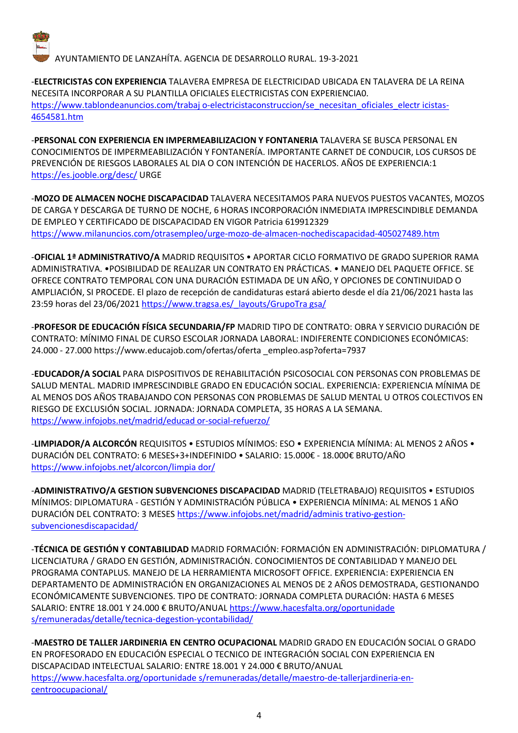AYUNTAMIENTO DE LANZAHÍTA. AGENCIA DE DESARROLLO RURAL. 19-3-2021

-**ELECTRICISTAS CON EXPERIENCIA** TALAVERA EMPRESA DE ELECTRICIDAD UBICADA EN TALAVERA DE LA REINA NECESITA INCORPORAR A SU PLANTILLA OFICIALES ELECTRICISTAS CON EXPERIENCIA0. https://www.tablondeanuncios.com/trabaj o-electricistaconstruccion/se_necesitan_oficiales_electr icistas-4654581.htm

-**PERSONAL CON EXPERIENCIA EN IMPERMEABILIZACION Y FONTANERIA** TALAVERA SE BUSCA PERSONAL EN CONOCIMIENTOS DE IMPERMEABILIZACIÓN Y FONTANERÍA. IMPORTANTE CARNET DE CONDUCIR, LOS CURSOS DE PREVENCIÓN DE RIESGOS LABORALES AL DIA O CON INTENCIÓN DE HACERLOS. AÑOS DE EXPERIENCIA:1 https://es.jooble.org/desc/ URGE

-**MOZO DE ALMACEN NOCHE DISCAPACIDAD** TALAVERA NECESITAMOS PARA NUEVOS PUESTOS VACANTES, MOZOS DE CARGA Y DESCARGA DE TURNO DE NOCHE, 6 HORAS INCORPORACIÓN INMEDIATA IMPRESCINDIBLE DEMANDA DE EMPLEO Y CERTIFICADO DE DISCAPACIDAD EN VIGOR Patricia 619912329 https://www.milanuncios.com/otrasempleo/urge-mozo-de-almacen-nochediscapacidad-405027489.htm

-**OFICIAL 1ª ADMINISTRATIVO/A** MADRID REQUISITOS • APORTAR CICLO FORMATIVO DE GRADO SUPERIOR RAMA ADMINISTRATIVA. •POSIBILIDAD DE REALIZAR UN CONTRATO EN PRÁCTICAS. • MANEJO DEL PAQUETE OFFICE. SE OFRECE CONTRATO TEMPORAL CON UNA DURACIÓN ESTIMADA DE UN AÑO, Y OPCIONES DE CONTINUIDAD O AMPLIACIÓN, SI PROCEDE. El plazo de recepción de candidaturas estará abierto desde el día 21/06/2021 hasta las 23:59 horas del 23/06/2021 https://www.tragsa.es/_layouts/GrupoTra gsa/

-**PROFESOR DE EDUCACIÓN FÍSICA SECUNDARIA/FP** MADRID TIPO DE CONTRATO: OBRA Y SERVICIO DURACIÓN DE CONTRATO: MÍNIMO FINAL DE CURSO ESCOLAR JORNADA LABORAL: INDIFERENTE CONDICIONES ECONÓMICAS: 24.000 - 27.000 https://www.educajob.com/ofertas/oferta _empleo.asp?oferta=7937

-**EDUCADOR/A SOCIAL** PARA DISPOSITIVOS DE REHABILITACIÓN PSICOSOCIAL CON PERSONAS CON PROBLEMAS DE SALUD MENTAL. MADRID IMPRESCINDIBLE GRADO EN EDUCACIÓN SOCIAL. EXPERIENCIA: EXPERIENCIA MÍNIMA DE AL MENOS DOS AÑOS TRABAJANDO CON PERSONAS CON PROBLEMAS DE SALUD MENTAL U OTROS COLECTIVOS EN RIESGO DE EXCLUSIÓN SOCIAL. JORNADA: JORNADA COMPLETA, 35 HORAS A LA SEMANA. https://www.infojobs.net/madrid/educad or-social-refuerzo/

-**LIMPIADOR/A ALCORCÓN** REQUISITOS • ESTUDIOS MÍNIMOS: ESO • EXPERIENCIA MÍNIMA: AL MENOS 2 AÑOS • DURACIÓN DEL CONTRATO: 6 MESES+3+INDEFINIDO • SALARIO: 15.000€ - 18.000€ BRUTO/AÑO https://www.infojobs.net/alcorcon/limpia dor/

-**ADMINISTRATIVO/A GESTION SUBVENCIONES DISCAPACIDAD** MADRID (TELETRABAJO) REQUISITOS • ESTUDIOS MÍNIMOS: DIPLOMATURA - GESTIÓN Y ADMINISTRACIÓN PÚBLICA • EXPERIENCIA MÍNIMA: AL MENOS 1 AÑO DURACIÓN DEL CONTRATO: 3 MESES https://www.infojobs.net/madrid/adminis trativo-gestion-subvencionesdiscapacidad/

-**TÉCNICA DE GESTIÓN Y CONTABILIDAD** MADRID FORMACIÓN: FORMACIÓN EN ADMINISTRACIÓN: DIPLOMATURA / LICENCIATURA / GRADO EN GESTIÓN, ADMINISTRACIÓN. CONOCIMIENTOS DE CONTABILIDAD Y MANEJO DEL PROGRAMA CONTAPLUS. MANEJO DE LA HERRAMIENTA MICROSOFT OFFICE. EXPERIENCIA: EXPERIENCIA EN DEPARTAMENTO DE ADMINISTRACIÓN EN ORGANIZACIONES AL MENOS DE 2 AÑOS DEMOSTRADA, GESTIONANDO ECONÓMICAMENTE SUBVENCIONES. TIPO DE CONTRATO: JORNADA COMPLETA DURACIÓN: HASTA 6 MESES SALARIO: ENTRE 18.001 Y 24.000 € BRUTO/ANUAL https://www.hacesfalta.org/oportunidade s/remuneradas/detalle/tecnica-degestion-ycontabilidad/

-**MAESTRO DE TALLER JARDINERIA EN CENTRO OCUPACIONAL** MADRID GRADO EN EDUCACIÓN SOCIAL O GRADO EN PROFESORADO EN EDUCACIÓN ESPECIAL O TECNICO DE INTEGRACIÓN SOCIAL CON EXPERIENCIA EN DISCAPACIDAD INTELECTUAL SALARIO: ENTRE 18.001 Y 24.000 € BRUTO/ANUAL https://www.hacesfalta.org/oportunidade s/remuneradas/detalle/maestro-de-tallerjardineria-en-centroocupacional/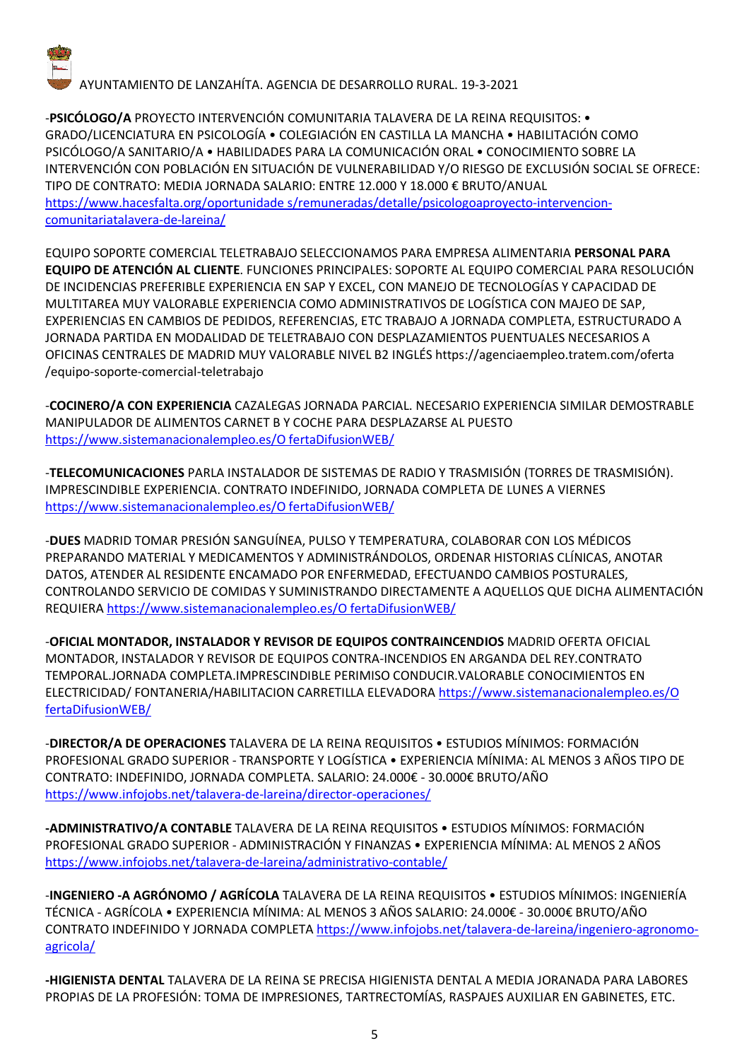-**PSICÓLOGO/A** PROYECTO INTERVENCIÓN COMUNITARIA TALAVERA DE LA REINA REQUISITOS: • GRADO/LICENCIATURA EN PSICOLOGÍA • COLEGIACIÓN EN CASTILLA LA MANCHA • HABILITACIÓN COMO PSICÓLOGO/A SANITARIO/A • HABILIDADES PARA LA COMUNICACIÓN ORAL • CONOCIMIENTO SOBRE LA INTERVENCIÓN CON POBLACIÓN EN SITUACIÓN DE VULNERABILIDAD Y/O RIESGO DE EXCLUSIÓN SOCIAL SE OFRECE: TIPO DE CONTRATO: MEDIA JORNADA SALARIO: ENTRE 12.000 Y 18.000 € BRUTO/ANUAL https://www.hacesfalta.org/oportunidade s/remuneradas/detalle/psicologoaproyecto-intervencion-comunitariatalavera-de-lareina/

EQUIPO SOPORTE COMERCIAL TELETRABAJO SELECCIONAMOS PARA EMPRESA ALIMENTARIA **PERSONAL PARA EQUIPO DE ATENCIÓN AL CLIENTE**. FUNCIONES PRINCIPALES: SOPORTE AL EQUIPO COMERCIAL PARA RESOLUCIÓN DE INCIDENCIAS PREFERIBLE EXPERIENCIA EN SAP Y EXCEL, CON MANEJO DE TECNOLOGÍAS Y CAPACIDAD DE MULTITAREA MUY VALORABLE EXPERIENCIA COMO ADMINISTRATIVOS DE LOGÍSTICA CON MAJEO DE SAP, EXPERIENCIAS EN CAMBIOS DE PEDIDOS, REFERENCIAS, ETC TRABAJO A JORNADA COMPLETA, ESTRUCTURADO A JORNADA PARTIDA EN MODALIDAD DE TELETRABAJO CON DESPLAZAMIENTOS PUENTUALES NECESARIOS A OFICINAS CENTRALES DE MADRID MUY VALORABLE NIVEL B2 INGLÉS https://agenciaempleo.tratem.com/oferta /equipo-soporte-comercial-teletrabajo

-**COCINERO/A CON EXPERIENCIA** CAZALEGAS JORNADA PARCIAL. NECESARIO EXPERIENCIA SIMILAR DEMOSTRABLE MANIPULADOR DE ALIMENTOS CARNET B Y COCHE PARA DESPLAZARSE AL PUESTO https://www.sistemanacionalempleo.es/O fertaDifusionWEB/

-**TELECOMUNICACIONES** PARLA INSTALADOR DE SISTEMAS DE RADIO Y TRASMISIÓN (TORRES DE TRASMISIÓN). IMPRESCINDIBLE EXPERIENCIA. CONTRATO INDEFINIDO, JORNADA COMPLETA DE LUNES A VIERNES https://www.sistemanacionalempleo.es/O fertaDifusionWEB/

-**DUES** MADRID TOMAR PRESIÓN SANGUÍNEA, PULSO Y TEMPERATURA, COLABORAR CON LOS MÉDICOS PREPARANDO MATERIAL Y MEDICAMENTOS Y ADMINISTRÁNDOLOS, ORDENAR HISTORIAS CLÍNICAS, ANOTAR DATOS, ATENDER AL RESIDENTE ENCAMADO POR ENFERMEDAD, EFECTUANDO CAMBIOS POSTURALES, CONTROLANDO SERVICIO DE COMIDAS Y SUMINISTRANDO DIRECTAMENTE A AQUELLOS QUE DICHA ALIMENTACIÓN REQUIERA https://www.sistemanacionalempleo.es/O fertaDifusionWEB/

-**OFICIAL MONTADOR, INSTALADOR Y REVISOR DE EQUIPOS CONTRAINCENDIOS** MADRID OFERTA OFICIAL MONTADOR, INSTALADOR Y REVISOR DE EQUIPOS CONTRA-INCENDIOS EN ARGANDA DEL REY.CONTRATO TEMPORAL.JORNADA COMPLETA.IMPRESCINDIBLE PERIMISO CONDUCIR.VALORABLE CONOCIMIENTOS EN ELECTRICIDAD/ FONTANERIA/HABILITACION CARRETILLA ELEVADORA https://www.sistemanacionalempleo.es/O fertaDifusionWEB/

-**DIRECTOR/A DE OPERACIONES** TALAVERA DE LA REINA REQUISITOS • ESTUDIOS MÍNIMOS: FORMACIÓN PROFESIONAL GRADO SUPERIOR - TRANSPORTE Y LOGÍSTICA • EXPERIENCIA MÍNIMA: AL MENOS 3 AÑOS TIPO DE CONTRATO: INDEFINIDO, JORNADA COMPLETA. SALARIO: 24.000€ - 30.000€ BRUTO/AÑO https://www.infojobs.net/talavera-de-lareina/director-operaciones/

**-ADMINISTRATIVO/A CONTABLE** TALAVERA DE LA REINA REQUISITOS • ESTUDIOS MÍNIMOS: FORMACIÓN PROFESIONAL GRADO SUPERIOR - ADMINISTRACIÓN Y FINANZAS • EXPERIENCIA MÍNIMA: AL MENOS 2 AÑOS https://www.infojobs.net/talavera-de-lareina/administrativo-contable/

-**INGENIERO -A AGRÓNOMO / AGRÍCOLA** TALAVERA DE LA REINA REQUISITOS • ESTUDIOS MÍNIMOS: INGENIERÍA TÉCNICA - AGRÍCOLA • EXPERIENCIA MÍNIMA: AL MENOS 3 AÑOS SALARIO: 24.000€ - 30.000€ BRUTO/AÑO CONTRATO INDEFINIDO Y JORNADA COMPLETA https://www.infojobs.net/talavera-de-lareina/ingeniero-agronomo-agricola/

**-HIGIENISTA DENTAL** TALAVERA DE LA REINA SE PRECISA HIGIENISTA DENTAL A MEDIA JORANADA PARA LABORES PROPIAS DE LA PROFESIÓN: TOMA DE IMPRESIONES, TARTRECTOMÍAS, RASPAJES AUXILIAR EN GABINETES, ETC.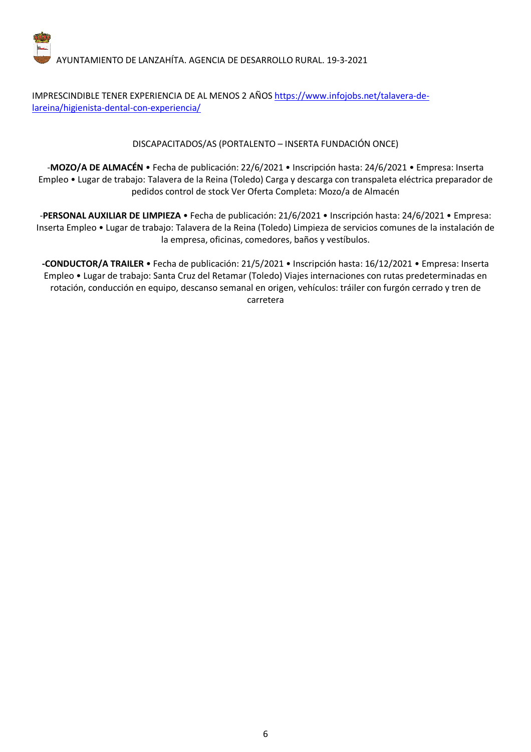IMPRESCINDIBLE TENER EXPERIENCIA DE AL MENOS 2 AÑOS [https://www.infojobs.net/talavera-de-lareina/higienista-dental-con-experiencia/](https://www.infojobs.net/talavera-de-lareina/higienista-dental-con-experiencia/)

DISCAPACITADOS/AS (PORTALENTO – INSERTA FUNDACIÓN ONCE)

-**MOZO/A DE ALMACÉN** • Fecha de publicación: 22/6/2021 • Inscripción hasta: 24/6/2021 • Empresa: Inserta Empleo • Lugar de trabajo: Talavera de la Reina (Toledo) Carga y descarga con transpaleta eléctrica preparador de pedidos control de stock Ver Oferta Completa: Mozo/a de Almacén

-**PERSONAL AUXILIAR DE LIMPIEZA** • Fecha de publicación: 21/6/2021 • Inscripción hasta: 24/6/2021 • Empresa: Inserta Empleo • Lugar de trabajo: Talavera de la Reina (Toledo) Limpieza de servicios comunes de la instalación de la empresa, oficinas, comedores, baños y vestíbulos.

**-CONDUCTOR/A TRAILER** • Fecha de publicación: 21/5/2021 • Inscripción hasta: 16/12/2021 • Empresa: Inserta Empleo • Lugar de trabajo: Santa Cruz del Retamar (Toledo) Viajes internaciones con rutas predeterminadas en rotación, conducción en equipo, descanso semanal en origen, vehículos: tráiler con furgón cerrado y tren de carretera